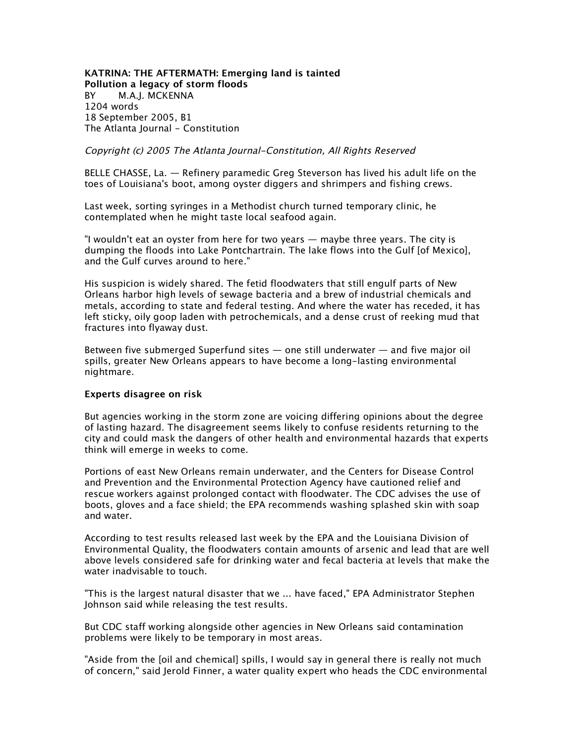**KATRINA: THE AFTERMATH: Emerging land is tainted**
**Pollution a legacy of storm floods**
BY M.A.J. MCKENNA
1204 words
18 September 2005, B1
The Atlanta Journal - Constitution

*Copyright (c) 2005 The Atlanta Journal-Constitution, All Rights Reserved*

BELLE CHASSE, La. — Refinery paramedic Greg Steverson has lived his adult life on the toes of Louisiana's boot, among oyster diggers and shrimpers and fishing crews.

Last week, sorting syringes in a Methodist church turned temporary clinic, he contemplated when he might taste local seafood again.

"I wouldn't eat an oyster from here for two years — maybe three years. The city is dumping the floods into Lake Pontchartrain. The lake flows into the Gulf [of Mexico], and the Gulf curves around to here."

His suspicion is widely shared. The fetid floodwaters that still engulf parts of New Orleans harbor high levels of sewage bacteria and a brew of industrial chemicals and metals, according to state and federal testing. And where the water has receded, it has left sticky, oily goop laden with petrochemicals, and a dense crust of reeking mud that fractures into flyaway dust.

Between five submerged Superfund sites — one still underwater — and five major oil spills, greater New Orleans appears to have become a long-lasting environmental nightmare.

**Experts disagree on risk**

But agencies working in the storm zone are voicing differing opinions about the degree of lasting hazard. The disagreement seems likely to confuse residents returning to the city and could mask the dangers of other health and environmental hazards that experts think will emerge in weeks to come.

Portions of east New Orleans remain underwater, and the Centers for Disease Control and Prevention and the Environmental Protection Agency have cautioned relief and rescue workers against prolonged contact with floodwater. The CDC advises the use of boots, gloves and a face shield; the EPA recommends washing splashed skin with soap and water.

According to test results released last week by the EPA and the Louisiana Division of Environmental Quality, the floodwaters contain amounts of arsenic and lead that are well above levels considered safe for drinking water and fecal bacteria at levels that make the water inadvisable to touch.

"This is the largest natural disaster that we ... have faced," EPA Administrator Stephen Johnson said while releasing the test results.

But CDC staff working alongside other agencies in New Orleans said contamination problems were likely to be temporary in most areas.

"Aside from the [oil and chemical] spills, I would say in general there is really not much of concern," said Jerold Finner, a water quality expert who heads the CDC environmental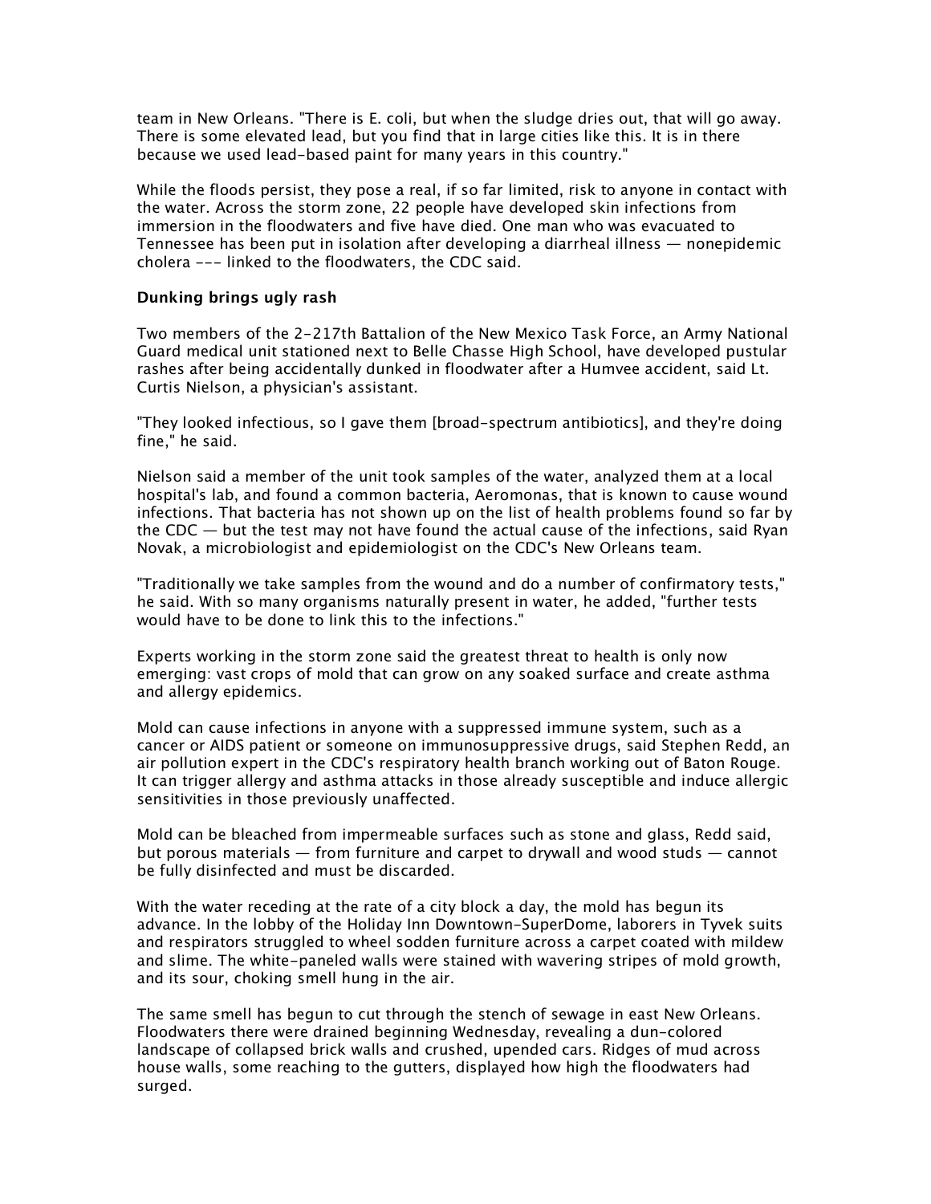team in New Orleans. "There is E. coli, but when the sludge dries out, that will go away. There is some elevated lead, but you find that in large cities like this. It is in there because we used lead-based paint for many years in this country."

While the floods persist, they pose a real, if so far limited, risk to anyone in contact with the water. Across the storm zone, 22 people have developed skin infections from immersion in the floodwaters and five have died. One man who was evacuated to Tennessee has been put in isolation after developing a diarrheal illness — nonepidemic cholera --- linked to the floodwaters, the CDC said.

**Dunking brings ugly rash**

Two members of the 2-217th Battalion of the New Mexico Task Force, an Army National Guard medical unit stationed next to Belle Chasse High School, have developed pustular rashes after being accidentally dunked in floodwater after a Humvee accident, said Lt. Curtis Nielson, a physician's assistant.

"They looked infectious, so I gave them [broad-spectrum antibiotics], and they're doing fine," he said.

Nielson said a member of the unit took samples of the water, analyzed them at a local hospital's lab, and found a common bacteria, Aeromonas, that is known to cause wound infections. That bacteria has not shown up on the list of health problems found so far by the CDC — but the test may not have found the actual cause of the infections, said Ryan Novak, a microbiologist and epidemiologist on the CDC's New Orleans team.

"Traditionally we take samples from the wound and do a number of confirmatory tests," he said. With so many organisms naturally present in water, he added, "further tests would have to be done to link this to the infections."

Experts working in the storm zone said the greatest threat to health is only now emerging: vast crops of mold that can grow on any soaked surface and create asthma and allergy epidemics.

Mold can cause infections in anyone with a suppressed immune system, such as a cancer or AIDS patient or someone on immunosuppressive drugs, said Stephen Redd, an air pollution expert in the CDC's respiratory health branch working out of Baton Rouge. It can trigger allergy and asthma attacks in those already susceptible and induce allergic sensitivities in those previously unaffected.

Mold can be bleached from impermeable surfaces such as stone and glass, Redd said, but porous materials — from furniture and carpet to drywall and wood studs — cannot be fully disinfected and must be discarded.

With the water receding at the rate of a city block a day, the mold has begun its advance. In the lobby of the Holiday Inn Downtown-SuperDome, laborers in Tyvek suits and respirators struggled to wheel sodden furniture across a carpet coated with mildew and slime. The white-paneled walls were stained with wavering stripes of mold growth, and its sour, choking smell hung in the air.

The same smell has begun to cut through the stench of sewage in east New Orleans. Floodwaters there were drained beginning Wednesday, revealing a dun-colored landscape of collapsed brick walls and crushed, upended cars. Ridges of mud across house walls, some reaching to the gutters, displayed how high the floodwaters had surged.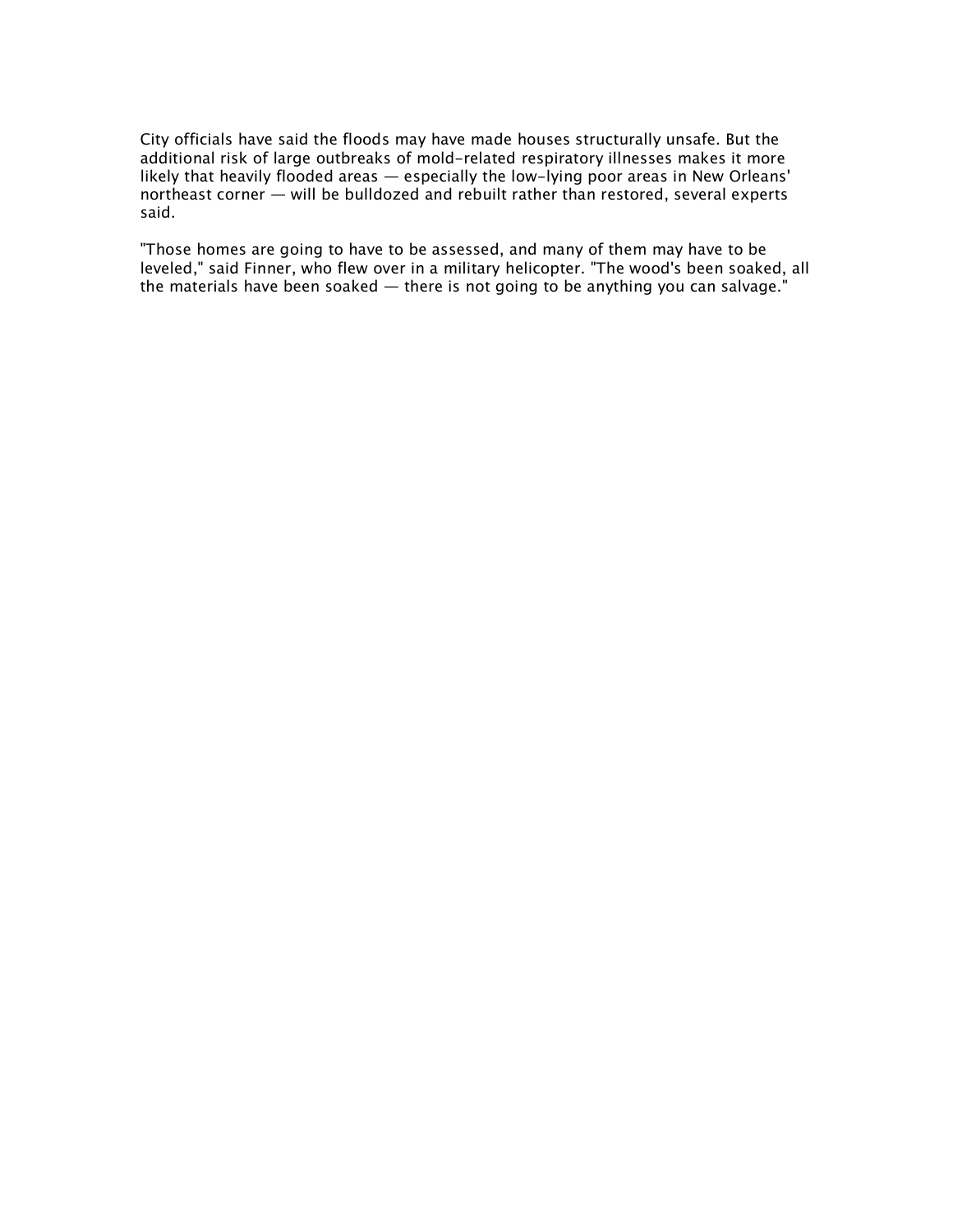City officials have said the floods may have made houses structurally unsafe. But the additional risk of large outbreaks of mold-related respiratory illnesses makes it more likely that heavily flooded areas — especially the low-lying poor areas in New Orleans' northeast corner — will be bulldozed and rebuilt rather than restored, several experts said.

"Those homes are going to have to be assessed, and many of them may have to be leveled," said Finner, who flew over in a military helicopter. "The wood's been soaked, all the materials have been soaked — there is not going to be anything you can salvage."